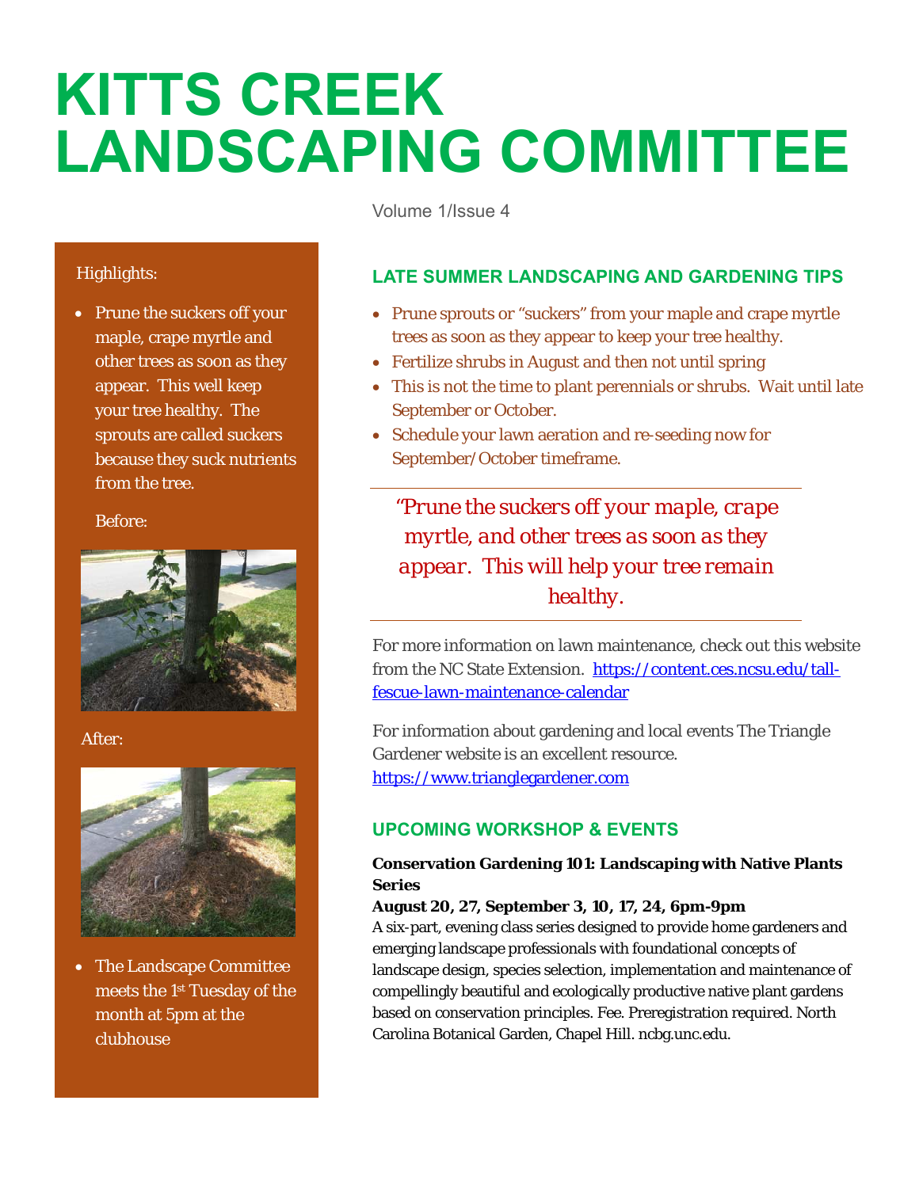# KITTS CREEK LANDSCAPING COMMITTEE

Volume 1/Issue 4

Highlights:

- Prune the suckers off your maple, crape myrtle and other trees as soon as they appear. This well keep your tree healthy. The sprouts are called suckers because they suck nutrients from the tree.

  Before:

  After:

- The Landscape Committee meets the 1st Tuesday of the month at 5pm at the clubhouse

## LATE SUMMER LANDSCAPING AND GARDENING TIPS

- Prune sprouts or "suckers" from your maple and crape myrtle trees as soon as they appear to keep your tree healthy.
- Fertilize shrubs in August and then not until spring
- This is not the time to plant perennials or shrubs. Wait until late September or October.
- Schedule your lawn aeration and re-seeding now for September/October timeframe.

*"Prune the suckers off your maple, crape myrtle, and other trees as soon as they appear. This will help your tree remain healthy.*

For more information on lawn maintenance, check out this website from the NC State Extension. https://content.ces.ncsu.edu/tall-fescue-lawn-maintenance-calendar

For information about gardening and local events The Triangle Gardener website is an excellent resource. https://www.trianglegardener.com

## UPCOMING WORKSHOP & EVENTS

**Conservation Gardening 101: Landscaping with Native Plants Series**

**August 20, 27, September 3, 10, 17, 24, 6pm-9pm**

A six-part, evening class series designed to provide home gardeners and emerging landscape professionals with foundational concepts of landscape design, species selection, implementation and maintenance of compellingly beautiful and ecologically productive native plant gardens based on conservation principles. Fee. Preregistration required. North Carolina Botanical Garden, Chapel Hill. ncbg.unc.edu.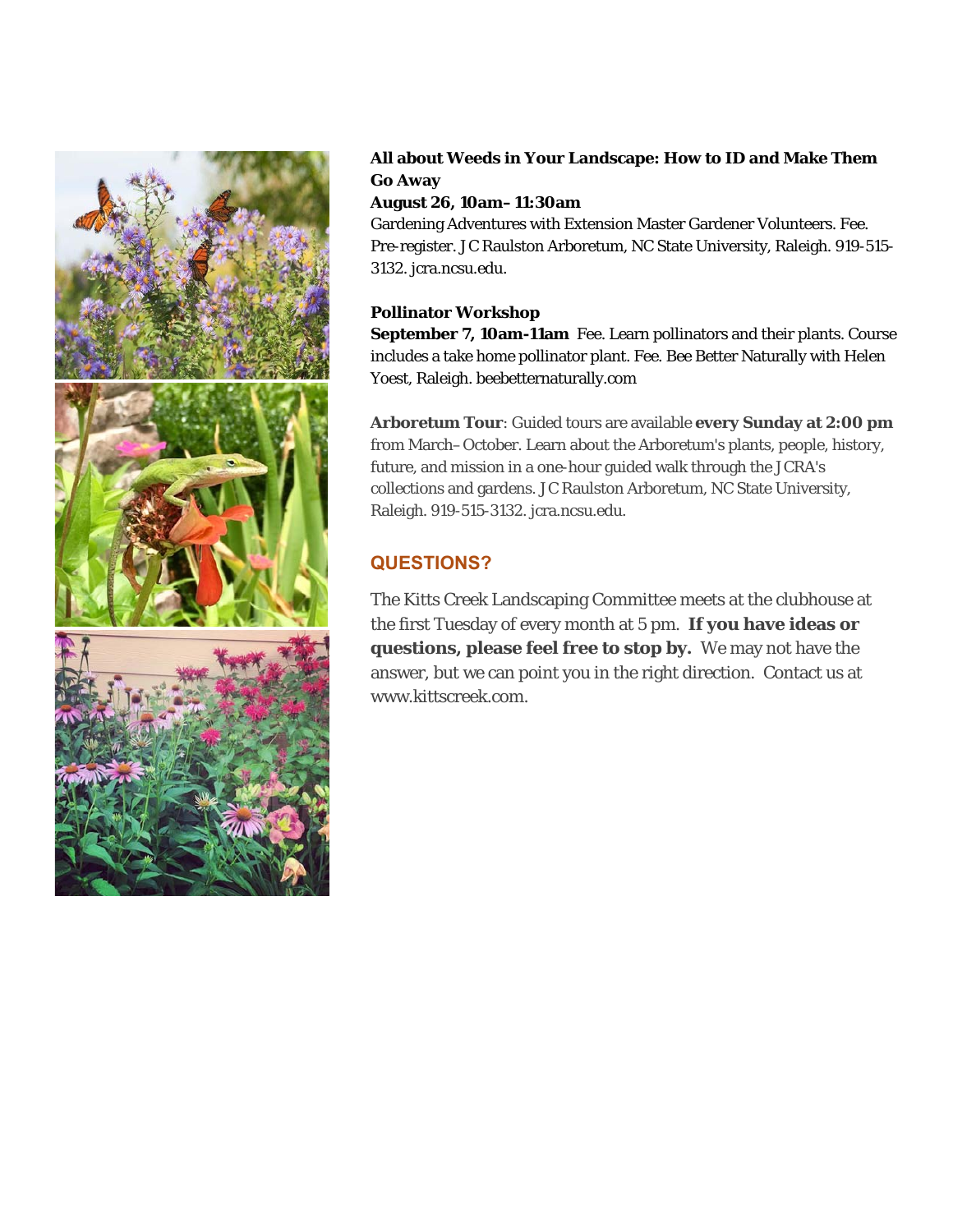**All about Weeds in Your Landscape: How to ID and Make Them Go Away**

**August 26, 10am– 11:30am**

Gardening Adventures with Extension Master Gardener Volunteers. Fee. Pre-register. J C Raulston Arboretum, NC State University, Raleigh. 919-515-3132. jcra.ncsu.edu.

**Pollinator Workshop**

**September 7, 10am-11am** Fee. Learn pollinators and their plants. Course includes a take home pollinator plant. Fee. Bee Better Naturally with Helen Yoest, Raleigh. beebetternaturally.com

**Arboretum Tour**: Guided tours are available **every Sunday at 2:00 pm** from March–October. Learn about the Arboretum's plants, people, history, future, and mission in a one-hour guided walk through the JCRA's collections and gardens. J C Raulston Arboretum, NC State University, Raleigh. 919-515-3132. jcra.ncsu.edu.

## QUESTIONS?

The Kitts Creek Landscaping Committee meets at the clubhouse at the first Tuesday of every month at 5 pm. **If you have ideas or questions, please feel free to stop by.** We may not have the answer, but we can point you in the right direction. Contact us at www.kittscreek.com.